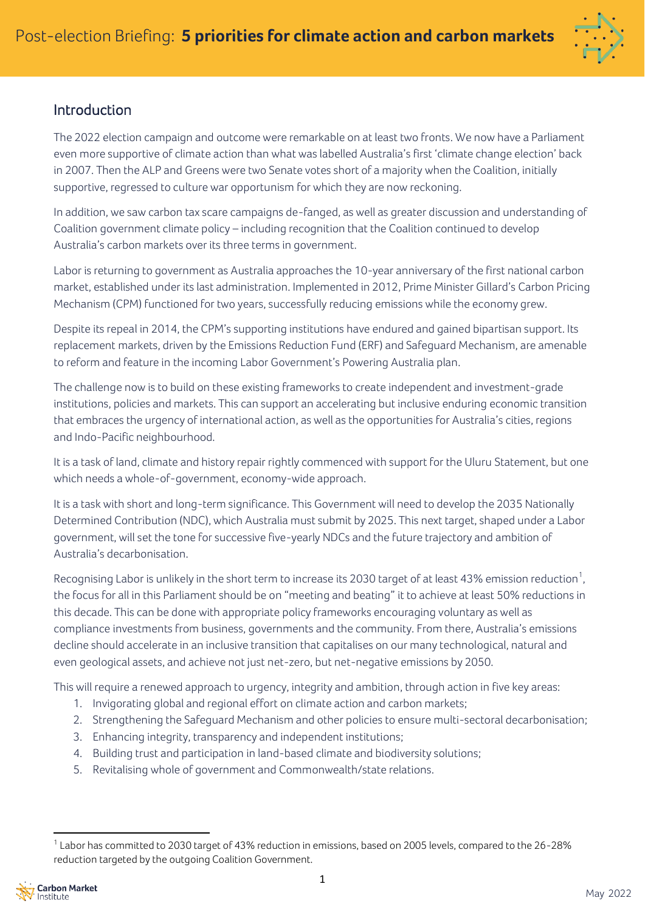# Post-election Briefing: **5 priorities for climate action and carbon markets**

## Introduction

The 2022 election campaign and outcome were remarkable on at least two fronts. We now have a Parliament even more supportive of climate action than what was labelled Australia's first 'climate change election' back in 2007. Then the ALP and Greens were two Senate votes short of a majority when the Coalition, initially supportive, regressed to culture war opportunism for which they are now reckoning.

In addition, we saw carbon tax scare campaigns de-fanged, as well as greater discussion and understanding of Coalition government climate policy – including recognition that the Coalition continued to develop Australia's carbon markets over its three terms in government.

Labor is returning to government as Australia approaches the 10-year anniversary of the first national carbon market, established under its last administration. Implemented in 2012, Prime Minister Gillard's Carbon Pricing Mechanism (CPM) functioned for two years, successfully reducing emissions while the economy grew.

Despite its repeal in 2014, the CPM's supporting institutions have endured and gained bipartisan support. Its replacement markets, driven by the Emissions Reduction Fund (ERF) and Safeguard Mechanism, are amenable to reform and feature in the incoming Labor Government's Powering Australia plan.

The challenge now is to build on these existing frameworks to create independent and investment-grade institutions, policies and markets. This can support an accelerating but inclusive enduring economic transition that embraces the urgency of international action, as well as the opportunities for Australia's cities, regions and Indo-Pacific neighbourhood.

It is a task of land, climate and history repair rightly commenced with support for the Uluru Statement, but one which needs a whole-of-government, economy-wide approach.

It is a task with short and long-term significance. This Government will need to develop the 2035 Nationally Determined Contribution (NDC), which Australia must submit by 2025. This next target, shaped under a Labor government, will set the tone for successive five-yearly NDCs and the future trajectory and ambition of Australia's decarbonisation.

Recognising Labor is unlikely in the short term to increase its 2030 target of at least 43% emission reduction[1], the focus for all in this Parliament should be on "meeting and beating" it to achieve at least 50% reductions in this decade. This can be done with appropriate policy frameworks encouraging voluntary as well as compliance investments from business, governments and the community. From there, Australia's emissions decline should accelerate in an inclusive transition that capitalises on our many technological, natural and even geological assets, and achieve not just net-zero, but net-negative emissions by 2050.

This will require a renewed approach to urgency, integrity and ambition, through action in five key areas:

1. Invigorating global and regional effort on climate action and carbon markets;
2. Strengthening the Safeguard Mechanism and other policies to ensure multi-sectoral decarbonisation;
3. Enhancing integrity, transparency and independent institutions;
4. Building trust and participation in land-based climate and biodiversity solutions;
5. Revitalising whole of government and Commonwealth/state relations.

---

[1] Labor has committed to 2030 target of 43% reduction in emissions, based on 2005 levels, compared to the 26-28% reduction targeted by the outgoing Coalition Government.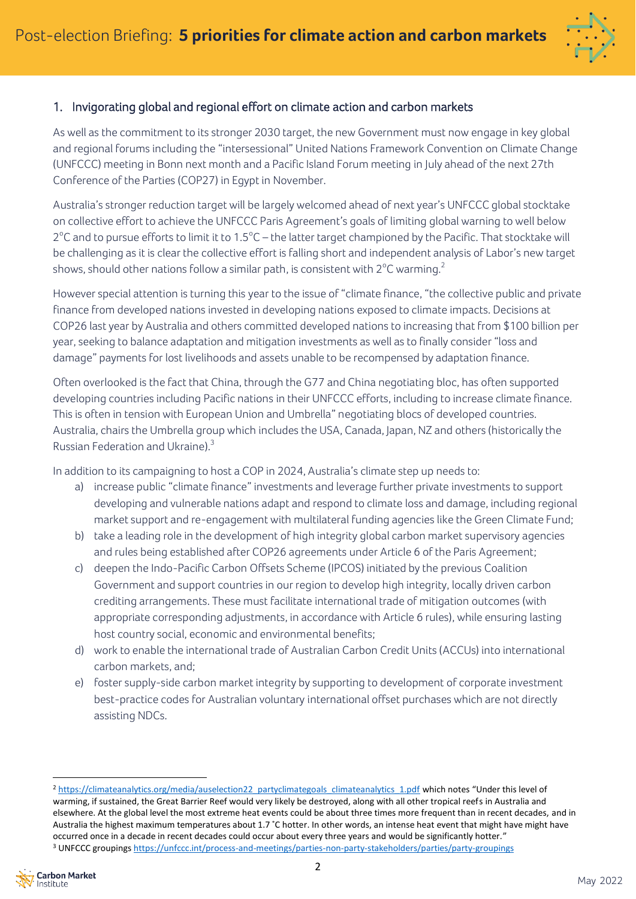## 1. Invigorating global and regional effort on climate action and carbon markets

As well as the commitment to its stronger 2030 target, the new Government must now engage in key global and regional forums including the "intersessional" United Nations Framework Convention on Climate Change (UNFCCC) meeting in Bonn next month and a Pacific Island Forum meeting in July ahead of the next 27th Conference of the Parties (COP27) in Egypt in November.

Australia's stronger reduction target will be largely welcomed ahead of next year's UNFCCC global stocktake on collective effort to achieve the UNFCCC Paris Agreement's goals of limiting global warning to well below 2°C and to pursue efforts to limit it to 1.5°C – the latter target championed by the Pacific. That stocktake will be challenging as it is clear the collective effort is falling short and independent analysis of Labor's new target shows, should other nations follow a similar path, is consistent with 2°C warming.[2]

However special attention is turning this year to the issue of "climate finance, "the collective public and private finance from developed nations invested in developing nations exposed to climate impacts. Decisions at COP26 last year by Australia and others committed developed nations to increasing that from $100 billion per year, seeking to balance adaptation and mitigation investments as well as to finally consider "loss and damage" payments for lost livelihoods and assets unable to be recompensed by adaptation finance.

Often overlooked is the fact that China, through the G77 and China negotiating bloc, has often supported developing countries including Pacific nations in their UNFCCC efforts, including to increase climate finance. This is often in tension with European Union and Umbrella" negotiating blocs of developed countries. Australia, chairs the Umbrella group which includes the USA, Canada, Japan, NZ and others (historically the Russian Federation and Ukraine).[3]

In addition to its campaigning to host a COP in 2024, Australia's climate step up needs to:

a) increase public "climate finance" investments and leverage further private investments to support developing and vulnerable nations adapt and respond to climate loss and damage, including regional market support and re-engagement with multilateral funding agencies like the Green Climate Fund;
b) take a leading role in the development of high integrity global carbon market supervisory agencies and rules being established after COP26 agreements under Article 6 of the Paris Agreement;
c) deepen the Indo-Pacific Carbon Offsets Scheme (IPCOS) initiated by the previous Coalition Government and support countries in our region to develop high integrity, locally driven carbon crediting arrangements. These must facilitate international trade of mitigation outcomes (with appropriate corresponding adjustments, in accordance with Article 6 rules), while ensuring lasting host country social, economic and environmental benefits;
d) work to enable the international trade of Australian Carbon Credit Units (ACCUs) into international carbon markets, and;
e) foster supply-side carbon market integrity by supporting to development of corporate investment best-practice codes for Australian voluntary international offset purchases which are not directly assisting NDCs.

---

[2] https://climateanalytics.org/media/auselection22_partyclimategoals_climateanalytics_1.pdf which notes "Under this level of warming, if sustained, the Great Barrier Reef would very likely be destroyed, along with all other tropical reefs in Australia and elsewhere. At the global level the most extreme heat events could be about three times more frequent than in recent decades, and in Australia the highest maximum temperatures about 1.7 ˚C hotter. In other words, an intense heat event that might have might have occurred once in a decade in recent decades could occur about every three years and would be significantly hotter."

[3] UNFCCC groupings https://unfccc.int/process-and-meetings/parties-non-party-stakeholders/parties/party-groupings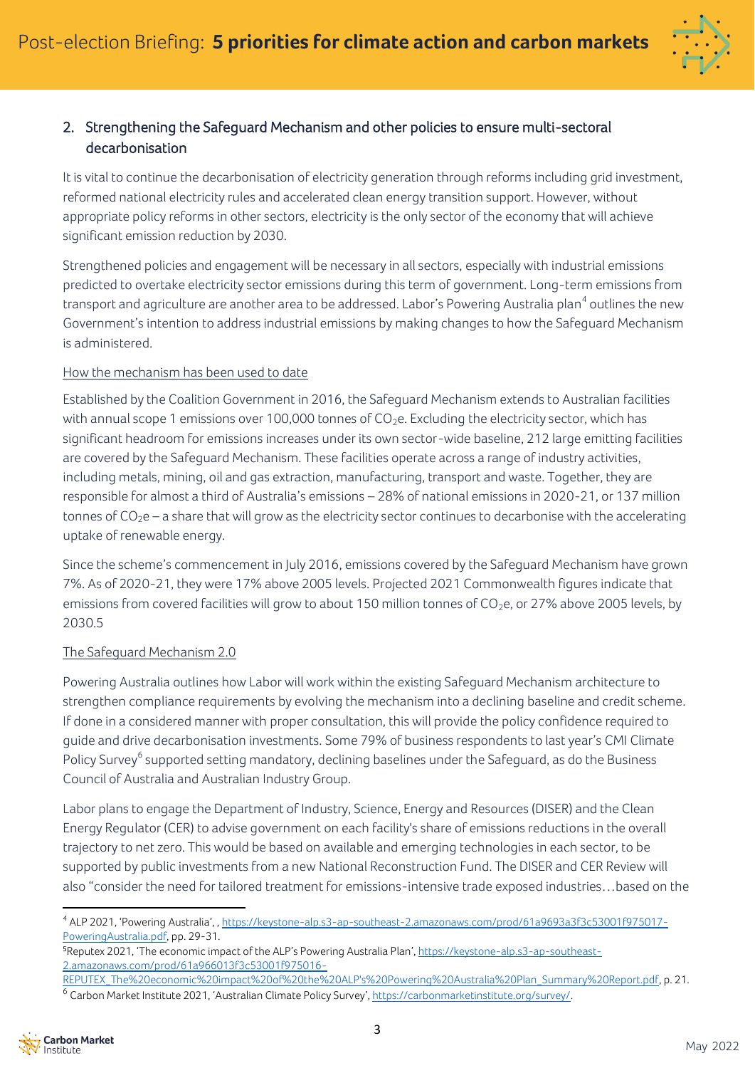## 2. Strengthening the Safeguard Mechanism and other policies to ensure multi-sectoral decarbonisation

It is vital to continue the decarbonisation of electricity generation through reforms including grid investment, reformed national electricity rules and accelerated clean energy transition support. However, without appropriate policy reforms in other sectors, electricity is the only sector of the economy that will achieve significant emission reduction by 2030.

Strengthened policies and engagement will be necessary in all sectors, especially with industrial emissions predicted to overtake electricity sector emissions during this term of government. Long-term emissions from transport and agriculture are another area to be addressed. Labor's Powering Australia plan[4] outlines the new Government's intention to address industrial emissions by making changes to how the Safeguard Mechanism is administered.

How the mechanism has been used to date

Established by the Coalition Government in 2016, the Safeguard Mechanism extends to Australian facilities with annual scope 1 emissions over 100,000 tonnes of $CO_2$e. Excluding the electricity sector, which has significant headroom for emissions increases under its own sector-wide baseline, 212 large emitting facilities are covered by the Safeguard Mechanism. These facilities operate across a range of industry activities, including metals, mining, oil and gas extraction, manufacturing, transport and waste. Together, they are responsible for almost a third of Australia's emissions – 28% of national emissions in 2020-21, or 137 million tonnes of $CO_2$e – a share that will grow as the electricity sector continues to decarbonise with the accelerating uptake of renewable energy.

Since the scheme's commencement in July 2016, emissions covered by the Safeguard Mechanism have grown 7%. As of 2020-21, they were 17% above 2005 levels. Projected 2021 Commonwealth figures indicate that emissions from covered facilities will grow to about 150 million tonnes of $CO_2$e, or 27% above 2005 levels, by 2030.5

The Safeguard Mechanism 2.0

Powering Australia outlines how Labor will work within the existing Safeguard Mechanism architecture to strengthen compliance requirements by evolving the mechanism into a declining baseline and credit scheme. If done in a considered manner with proper consultation, this will provide the policy confidence required to guide and drive decarbonisation investments. Some 79% of business respondents to last year's CMI Climate Policy Survey[6] supported setting mandatory, declining baselines under the Safeguard, as do the Business Council of Australia and Australian Industry Group.

Labor plans to engage the Department of Industry, Science, Energy and Resources (DISER) and the Clean Energy Regulator (CER) to advise government on each facility's share of emissions reductions in the overall trajectory to net zero. This would be based on available and emerging technologies in each sector, to be supported by public investments from a new National Reconstruction Fund. The DISER and CER Review will also "consider the need for tailored treatment for emissions-intensive trade exposed industries…based on the

---

[4] ALP 2021, 'Powering Australia', , https://keystone-alp.s3-ap-southeast-2.amazonaws.com/prod/61a9693a3f3c53001f975017-PoweringAustralia.pdf, pp. 29-31.

[5] Reputex 2021, 'The economic impact of the ALP's Powering Australia Plan', https://keystone-alp.s3-ap-southeast-2.amazonaws.com/prod/61a966013f3c53001f975016-REPUTEX_The%20economic%20impact%20of%20the%20ALP's%20Powering%20Australia%20Plan_Summary%20Report.pdf, p. 21.

[6] Carbon Market Institute 2021, 'Australian Climate Policy Survey', https://carbonmarketinstitute.org/survey/.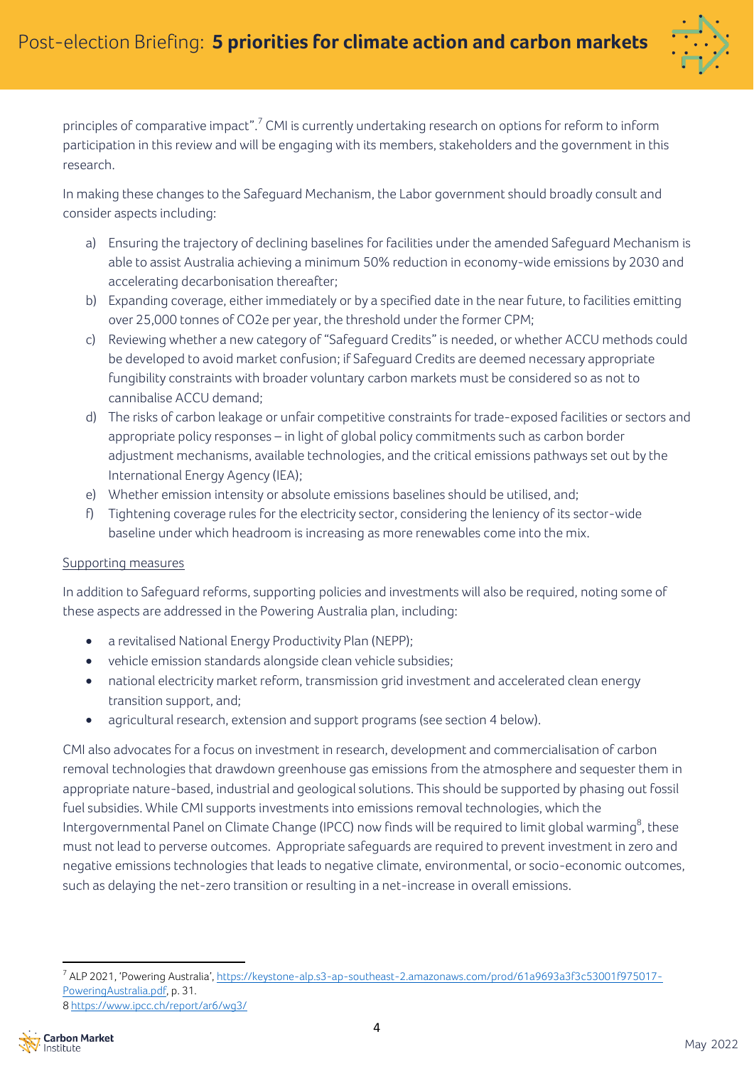principles of comparative impact".[7] CMI is currently undertaking research on options for reform to inform participation in this review and will be engaging with its members, stakeholders and the government in this research.

In making these changes to the Safeguard Mechanism, the Labor government should broadly consult and consider aspects including:

a) Ensuring the trajectory of declining baselines for facilities under the amended Safeguard Mechanism is able to assist Australia achieving a minimum 50% reduction in economy-wide emissions by 2030 and accelerating decarbonisation thereafter;
b) Expanding coverage, either immediately or by a specified date in the near future, to facilities emitting over 25,000 tonnes of CO2e per year, the threshold under the former CPM;
c) Reviewing whether a new category of "Safeguard Credits" is needed, or whether ACCU methods could be developed to avoid market confusion; if Safeguard Credits are deemed necessary appropriate fungibility constraints with broader voluntary carbon markets must be considered so as not to cannibalise ACCU demand;
d) The risks of carbon leakage or unfair competitive constraints for trade-exposed facilities or sectors and appropriate policy responses – in light of global policy commitments such as carbon border adjustment mechanisms, available technologies, and the critical emissions pathways set out by the International Energy Agency (IEA);
e) Whether emission intensity or absolute emissions baselines should be utilised, and;
f) Tightening coverage rules for the electricity sector, considering the leniency of its sector-wide baseline under which headroom is increasing as more renewables come into the mix.

<u>Supporting measures</u>

In addition to Safeguard reforms, supporting policies and investments will also be required, noting some of these aspects are addressed in the Powering Australia plan, including:

- a revitalised National Energy Productivity Plan (NEPP);
- vehicle emission standards alongside clean vehicle subsidies;
- national electricity market reform, transmission grid investment and accelerated clean energy transition support, and;
- agricultural research, extension and support programs (see section 4 below).

CMI also advocates for a focus on investment in research, development and commercialisation of carbon removal technologies that drawdown greenhouse gas emissions from the atmosphere and sequester them in appropriate nature-based, industrial and geological solutions. This should be supported by phasing out fossil fuel subsidies. While CMI supports investments into emissions removal technologies, which the Intergovernmental Panel on Climate Change (IPCC) now finds will be required to limit global warming[8], these must not lead to perverse outcomes. Appropriate safeguards are required to prevent investment in zero and negative emissions technologies that leads to negative climate, environmental, or socio-economic outcomes, such as delaying the net-zero transition or resulting in a net-increase in overall emissions.

---

[7] ALP 2021, 'Powering Australia', https://keystone-alp.s3-ap-southeast-2.amazonaws.com/prod/61a9693a3f3c53001f975017-PoweringAustralia.pdf, p. 31.

[8] https://www.ipcc.ch/report/ar6/wg3/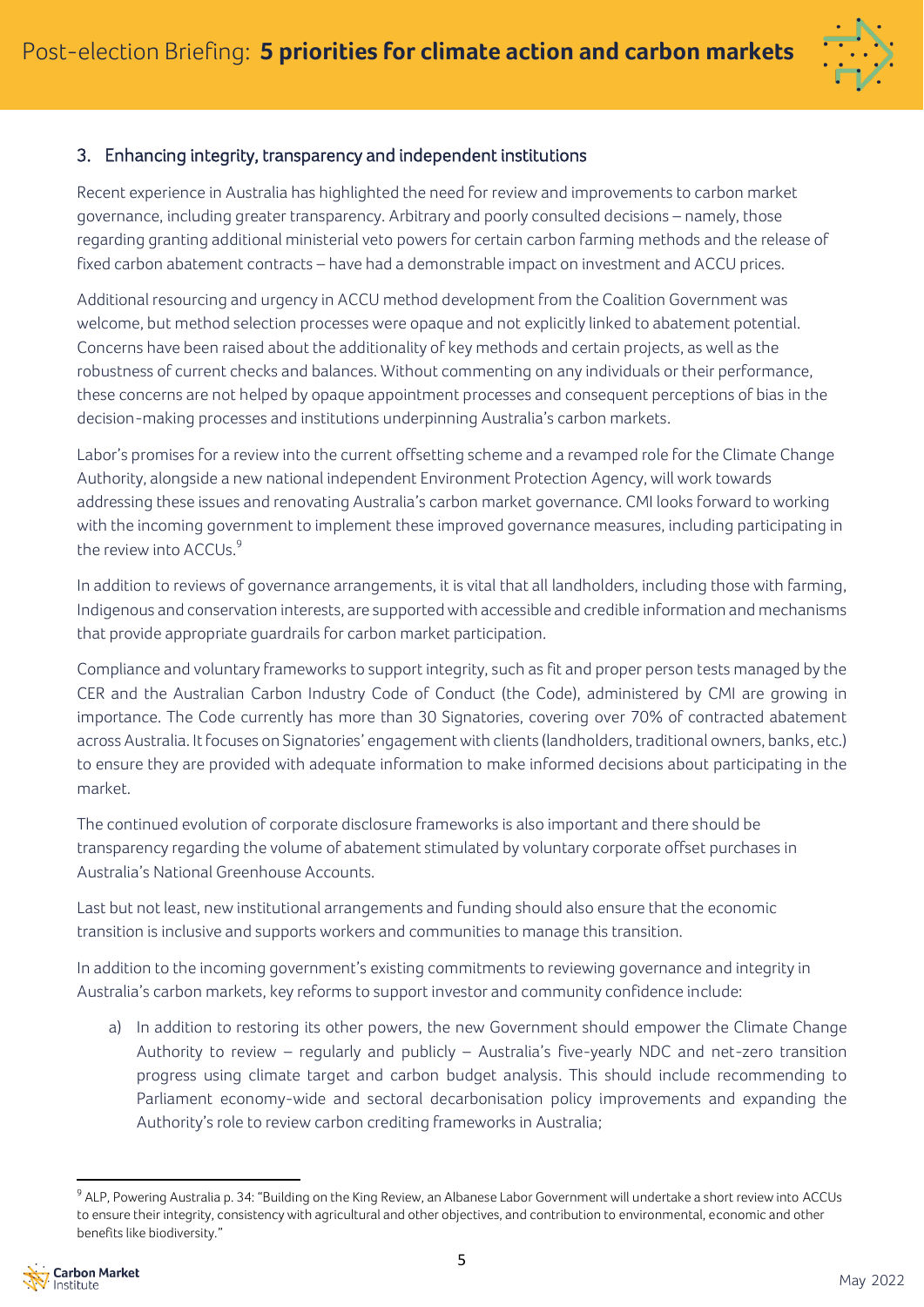## 3. Enhancing integrity, transparency and independent institutions

Recent experience in Australia has highlighted the need for review and improvements to carbon market governance, including greater transparency. Arbitrary and poorly consulted decisions – namely, those regarding granting additional ministerial veto powers for certain carbon farming methods and the release of fixed carbon abatement contracts – have had a demonstrable impact on investment and ACCU prices.

Additional resourcing and urgency in ACCU method development from the Coalition Government was welcome, but method selection processes were opaque and not explicitly linked to abatement potential. Concerns have been raised about the additionality of key methods and certain projects, as well as the robustness of current checks and balances. Without commenting on any individuals or their performance, these concerns are not helped by opaque appointment processes and consequent perceptions of bias in the decision-making processes and institutions underpinning Australia's carbon markets.

Labor's promises for a review into the current offsetting scheme and a revamped role for the Climate Change Authority, alongside a new national independent Environment Protection Agency, will work towards addressing these issues and renovating Australia's carbon market governance. CMI looks forward to working with the incoming government to implement these improved governance measures, including participating in the review into ACCUs.[9]

In addition to reviews of governance arrangements, it is vital that all landholders, including those with farming, Indigenous and conservation interests, are supported with accessible and credible information and mechanisms that provide appropriate guardrails for carbon market participation.

Compliance and voluntary frameworks to support integrity, such as fit and proper person tests managed by the CER and the Australian Carbon Industry Code of Conduct (the Code), administered by CMI are growing in importance. The Code currently has more than 30 Signatories, covering over 70% of contracted abatement across Australia. It focuses on Signatories' engagement with clients (landholders, traditional owners, banks, etc.) to ensure they are provided with adequate information to make informed decisions about participating in the market.

The continued evolution of corporate disclosure frameworks is also important and there should be transparency regarding the volume of abatement stimulated by voluntary corporate offset purchases in Australia's National Greenhouse Accounts.

Last but not least, new institutional arrangements and funding should also ensure that the economic transition is inclusive and supports workers and communities to manage this transition.

In addition to the incoming government's existing commitments to reviewing governance and integrity in Australia's carbon markets, key reforms to support investor and community confidence include:

a) In addition to restoring its other powers, the new Government should empower the Climate Change Authority to review – regularly and publicly – Australia's five-yearly NDC and net-zero transition progress using climate target and carbon budget analysis. This should include recommending to Parliament economy-wide and sectoral decarbonisation policy improvements and expanding the Authority's role to review carbon crediting frameworks in Australia;

---

[9] ALP, Powering Australia p. 34: "Building on the King Review, an Albanese Labor Government will undertake a short review into ACCUs to ensure their integrity, consistency with agricultural and other objectives, and contribution to environmental, economic and other benefits like biodiversity."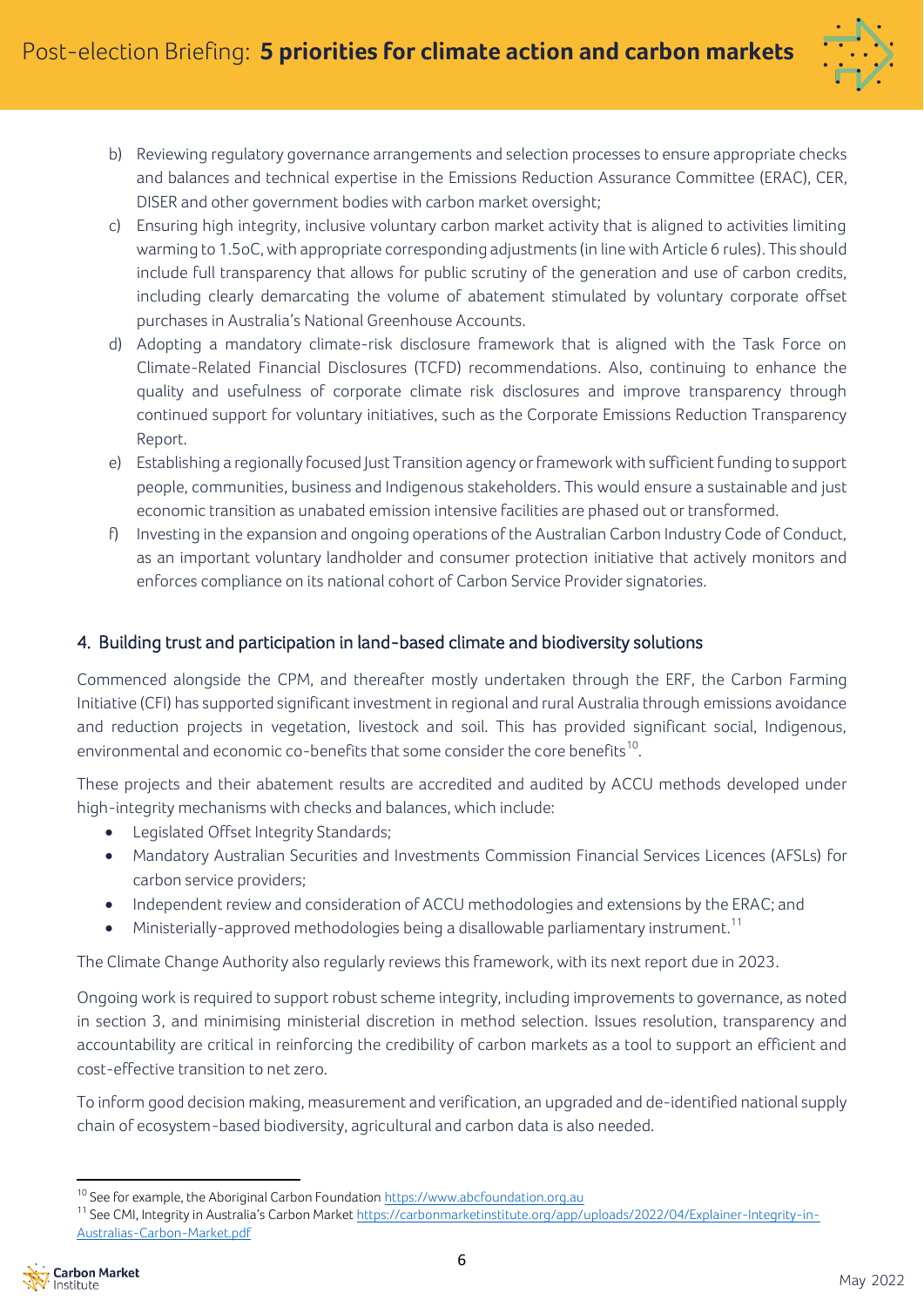b) Reviewing regulatory governance arrangements and selection processes to ensure appropriate checks and balances and technical expertise in the Emissions Reduction Assurance Committee (ERAC), CER, DISER and other government bodies with carbon market oversight;

c) Ensuring high integrity, inclusive voluntary carbon market activity that is aligned to activities limiting warming to 1.5oC, with appropriate corresponding adjustments (in line with Article 6 rules). This should include full transparency that allows for public scrutiny of the generation and use of carbon credits, including clearly demarcating the volume of abatement stimulated by voluntary corporate offset purchases in Australia's National Greenhouse Accounts.

d) Adopting a mandatory climate-risk disclosure framework that is aligned with the Task Force on Climate-Related Financial Disclosures (TCFD) recommendations. Also, continuing to enhance the quality and usefulness of corporate climate risk disclosures and improve transparency through continued support for voluntary initiatives, such as the Corporate Emissions Reduction Transparency Report.

e) Establishing a regionally focused Just Transition agency or framework with sufficient funding to support people, communities, business and Indigenous stakeholders. This would ensure a sustainable and just economic transition as unabated emission intensive facilities are phased out or transformed.

f) Investing in the expansion and ongoing operations of the Australian Carbon Industry Code of Conduct, as an important voluntary landholder and consumer protection initiative that actively monitors and enforces compliance on its national cohort of Carbon Service Provider signatories.

## 4. Building trust and participation in land-based climate and biodiversity solutions

Commenced alongside the CPM, and thereafter mostly undertaken through the ERF, the Carbon Farming Initiative (CFI) has supported significant investment in regional and rural Australia through emissions avoidance and reduction projects in vegetation, livestock and soil. This has provided significant social, Indigenous, environmental and economic co-benefits that some consider the core benefits[10].

These projects and their abatement results are accredited and audited by ACCU methods developed under high-integrity mechanisms with checks and balances, which include:

- Legislated Offset Integrity Standards;
- Mandatory Australian Securities and Investments Commission Financial Services Licences (AFSLs) for carbon service providers;
- Independent review and consideration of ACCU methodologies and extensions by the ERAC; and
- Ministerially-approved methodologies being a disallowable parliamentary instrument.[11]

The Climate Change Authority also regularly reviews this framework, with its next report due in 2023.

Ongoing work is required to support robust scheme integrity, including improvements to governance, as noted in section 3, and minimising ministerial discretion in method selection. Issues resolution, transparency and accountability are critical in reinforcing the credibility of carbon markets as a tool to support an efficient and cost-effective transition to net zero.

To inform good decision making, measurement and verification, an upgraded and de-identified national supply chain of ecosystem-based biodiversity, agricultural and carbon data is also needed.

[10] See for example, the Aboriginal Carbon Foundation https://www.abcfoundation.org.au

[11] See CMI, Integrity in Australia's Carbon Market https://carbonmarketinstitute.org/app/uploads/2022/04/Explainer-Integrity-in-Australias-Carbon-Market.pdf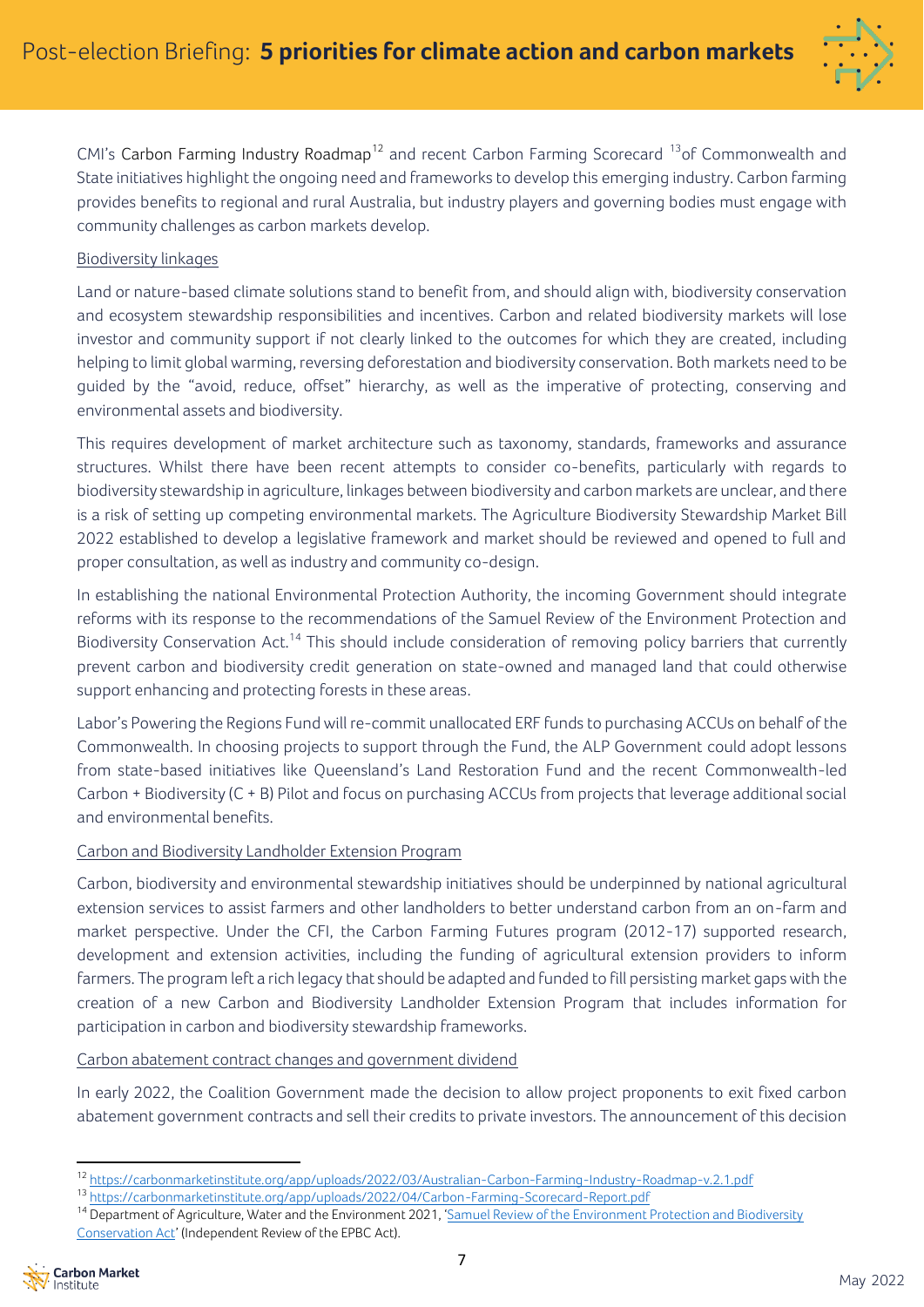CMI's Carbon Farming Industry Roadmap[12] and recent Carbon Farming Scorecard [13]of Commonwealth and State initiatives highlight the ongoing need and frameworks to develop this emerging industry. Carbon farming provides benefits to regional and rural Australia, but industry players and governing bodies must engage with community challenges as carbon markets develop.

### Biodiversity linkages

Land or nature-based climate solutions stand to benefit from, and should align with, biodiversity conservation and ecosystem stewardship responsibilities and incentives. Carbon and related biodiversity markets will lose investor and community support if not clearly linked to the outcomes for which they are created, including helping to limit global warming, reversing deforestation and biodiversity conservation. Both markets need to be guided by the "avoid, reduce, offset" hierarchy, as well as the imperative of protecting, conserving and environmental assets and biodiversity.

This requires development of market architecture such as taxonomy, standards, frameworks and assurance structures. Whilst there have been recent attempts to consider co-benefits, particularly with regards to biodiversity stewardship in agriculture, linkages between biodiversity and carbon markets are unclear, and there is a risk of setting up competing environmental markets. The Agriculture Biodiversity Stewardship Market Bill 2022 established to develop a legislative framework and market should be reviewed and opened to full and proper consultation, as well as industry and community co-design.

In establishing the national Environmental Protection Authority, the incoming Government should integrate reforms with its response to the recommendations of the Samuel Review of the Environment Protection and Biodiversity Conservation Act.[14] This should include consideration of removing policy barriers that currently prevent carbon and biodiversity credit generation on state-owned and managed land that could otherwise support enhancing and protecting forests in these areas.

Labor's Powering the Regions Fund will re-commit unallocated ERF funds to purchasing ACCUs on behalf of the Commonwealth. In choosing projects to support through the Fund, the ALP Government could adopt lessons from state-based initiatives like Queensland's Land Restoration Fund and the recent Commonwealth-led Carbon + Biodiversity (C + B) Pilot and focus on purchasing ACCUs from projects that leverage additional social and environmental benefits.

### Carbon and Biodiversity Landholder Extension Program

Carbon, biodiversity and environmental stewardship initiatives should be underpinned by national agricultural extension services to assist farmers and other landholders to better understand carbon from an on-farm and market perspective. Under the CFI, the Carbon Farming Futures program (2012-17) supported research, development and extension activities, including the funding of agricultural extension providers to inform farmers. The program left a rich legacy that should be adapted and funded to fill persisting market gaps with the creation of a new Carbon and Biodiversity Landholder Extension Program that includes information for participation in carbon and biodiversity stewardship frameworks.

### Carbon abatement contract changes and government dividend

In early 2022, the Coalition Government made the decision to allow project proponents to exit fixed carbon abatement government contracts and sell their credits to private investors. The announcement of this decision

---

[12] https://carbonmarketinstitute.org/app/uploads/2022/03/Australian-Carbon-Farming-Industry-Roadmap-v.2.1.pdf

[13] https://carbonmarketinstitute.org/app/uploads/2022/04/Carbon-Farming-Scorecard-Report.pdf

[14] Department of Agriculture, Water and the Environment 2021, 'Samuel Review of the Environment Protection and Biodiversity Conservation Act' (Independent Review of the EPBC Act).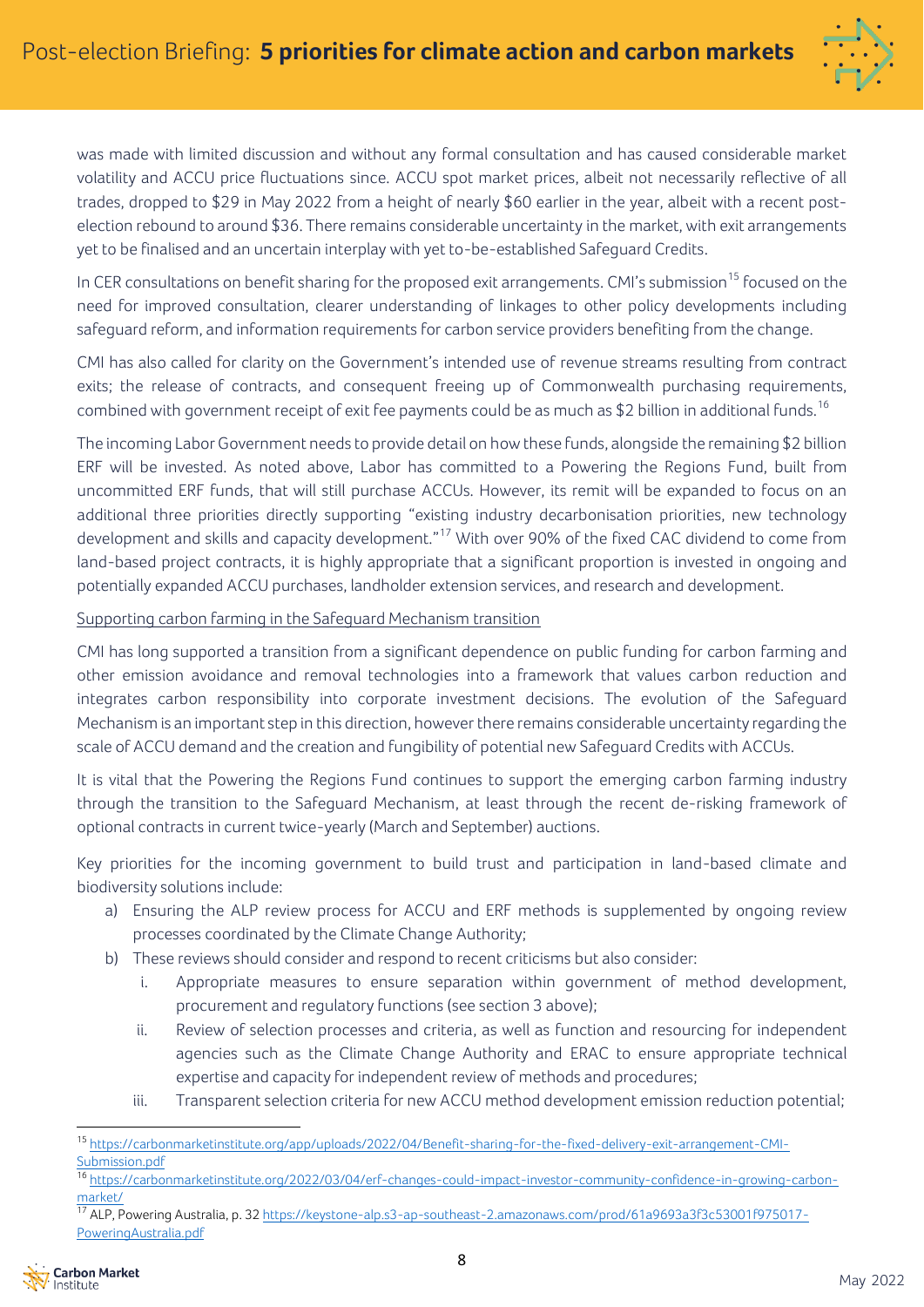was made with limited discussion and without any formal consultation and has caused considerable market volatility and ACCU price fluctuations since. ACCU spot market prices, albeit not necessarily reflective of all trades, dropped to $29 in May 2022 from a height of nearly $60 earlier in the year, albeit with a recent post-election rebound to around $36. There remains considerable uncertainty in the market, with exit arrangements yet to be finalised and an uncertain interplay with yet to-be-established Safeguard Credits.

In CER consultations on benefit sharing for the proposed exit arrangements. CMI's submission[15] focused on the need for improved consultation, clearer understanding of linkages to other policy developments including safeguard reform, and information requirements for carbon service providers benefiting from the change.

CMI has also called for clarity on the Government's intended use of revenue streams resulting from contract exits; the release of contracts, and consequent freeing up of Commonwealth purchasing requirements, combined with government receipt of exit fee payments could be as much as $2 billion in additional funds.[16]

The incoming Labor Government needs to provide detail on how these funds, alongside the remaining $2 billion ERF will be invested. As noted above, Labor has committed to a Powering the Regions Fund, built from uncommitted ERF funds, that will still purchase ACCUs. However, its remit will be expanded to focus on an additional three priorities directly supporting "existing industry decarbonisation priorities, new technology development and skills and capacity development."[17] With over 90% of the fixed CAC dividend to come from land-based project contracts, it is highly appropriate that a significant proportion is invested in ongoing and potentially expanded ACCU purchases, landholder extension services, and research and development.

<u>Supporting carbon farming in the Safeguard Mechanism transition</u>

CMI has long supported a transition from a significant dependence on public funding for carbon farming and other emission avoidance and removal technologies into a framework that values carbon reduction and integrates carbon responsibility into corporate investment decisions. The evolution of the Safeguard Mechanism is an important step in this direction, however there remains considerable uncertainty regarding the scale of ACCU demand and the creation and fungibility of potential new Safeguard Credits with ACCUs.

It is vital that the Powering the Regions Fund continues to support the emerging carbon farming industry through the transition to the Safeguard Mechanism, at least through the recent de-risking framework of optional contracts in current twice-yearly (March and September) auctions.

Key priorities for the incoming government to build trust and participation in land-based climate and biodiversity solutions include:

a) Ensuring the ALP review process for ACCU and ERF methods is supplemented by ongoing review processes coordinated by the Climate Change Authority;
b) These reviews should consider and respond to recent criticisms but also consider:
    i. Appropriate measures to ensure separation within government of method development, procurement and regulatory functions (see section 3 above);
    ii. Review of selection processes and criteria, as well as function and resourcing for independent agencies such as the Climate Change Authority and ERAC to ensure appropriate technical expertise and capacity for independent review of methods and procedures;
    iii. Transparent selection criteria for new ACCU method development emission reduction potential;

---

[15] https://carbonmarketinstitute.org/app/uploads/2022/04/Benefit-sharing-for-the-fixed-delivery-exit-arrangement-CMI-Submission.pdf

[16] https://carbonmarketinstitute.org/2022/03/04/erf-changes-could-impact-investor-community-confidence-in-growing-carbon-market/

[17] ALP, Powering Australia, p. 32 https://keystone-alp.s3-ap-southeast-2.amazonaws.com/prod/61a9693a3f3c53001f975017-PoweringAustralia.pdf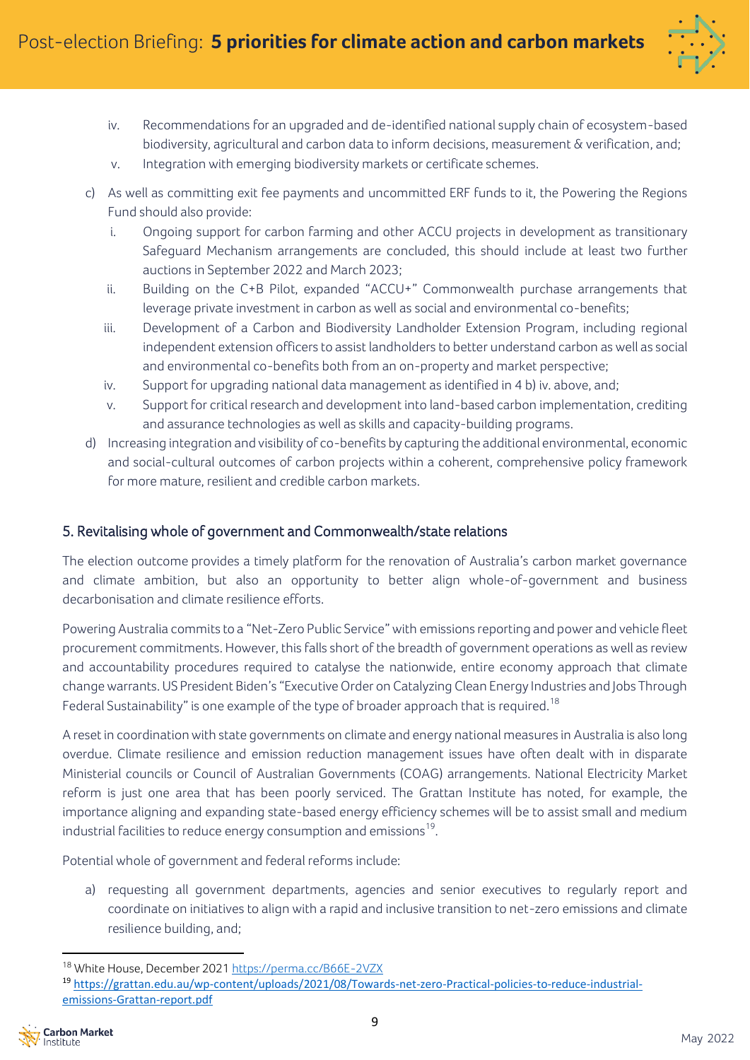iv. Recommendations for an upgraded and de-identified national supply chain of ecosystem-based biodiversity, agricultural and carbon data to inform decisions, measurement & verification, and;
   v. Integration with emerging biodiversity markets or certificate schemes.

c) As well as committing exit fee payments and uncommitted ERF funds to it, the Powering the Regions Fund should also provide:
   i. Ongoing support for carbon farming and other ACCU projects in development as transitionary Safeguard Mechanism arrangements are concluded, this should include at least two further auctions in September 2022 and March 2023;
   ii. Building on the C+B Pilot, expanded "ACCU+" Commonwealth purchase arrangements that leverage private investment in carbon as well as social and environmental co-benefits;
   iii. Development of a Carbon and Biodiversity Landholder Extension Program, including regional independent extension officers to assist landholders to better understand carbon as well as social and environmental co-benefits both from an on-property and market perspective;
   iv. Support for upgrading national data management as identified in 4 b) iv. above, and;
   v. Support for critical research and development into land-based carbon implementation, crediting and assurance technologies as well as skills and capacity-building programs.

d) Increasing integration and visibility of co-benefits by capturing the additional environmental, economic and social-cultural outcomes of carbon projects within a coherent, comprehensive policy framework for more mature, resilient and credible carbon markets.

## 5. Revitalising whole of government and Commonwealth/state relations

The election outcome provides a timely platform for the renovation of Australia's carbon market governance and climate ambition, but also an opportunity to better align whole-of-government and business decarbonisation and climate resilience efforts.

Powering Australia commits to a "Net-Zero Public Service" with emissions reporting and power and vehicle fleet procurement commitments. However, this falls short of the breadth of government operations as well as review and accountability procedures required to catalyse the nationwide, entire economy approach that climate change warrants. US President Biden's "Executive Order on Catalyzing Clean Energy Industries and Jobs Through Federal Sustainability" is one example of the type of broader approach that is required.[18]

A reset in coordination with state governments on climate and energy national measures in Australia is also long overdue. Climate resilience and emission reduction management issues have often dealt with in disparate Ministerial councils or Council of Australian Governments (COAG) arrangements. National Electricity Market reform is just one area that has been poorly serviced. The Grattan Institute has noted, for example, the importance aligning and expanding state-based energy efficiency schemes will be to assist small and medium industrial facilities to reduce energy consumption and emissions[19].

Potential whole of government and federal reforms include:

a) requesting all government departments, agencies and senior executives to regularly report and coordinate on initiatives to align with a rapid and inclusive transition to net-zero emissions and climate resilience building, and;

---

[18] White House, December 2021 https://perma.cc/B66E-2VZX

[19] https://grattan.edu.au/wp-content/uploads/2021/08/Towards-net-zero-Practical-policies-to-reduce-industrial-emissions-Grattan-report.pdf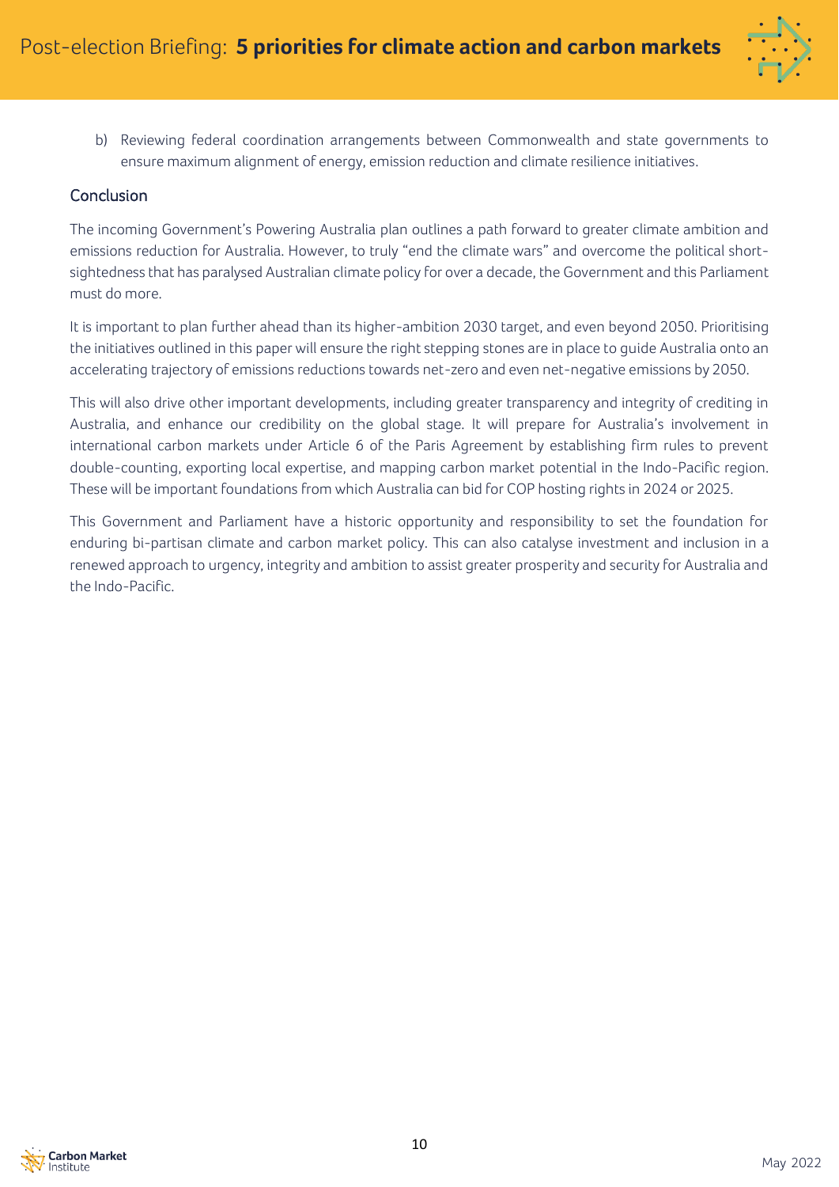b) Reviewing federal coordination arrangements between Commonwealth and state governments to ensure maximum alignment of energy, emission reduction and climate resilience initiatives.

## Conclusion

The incoming Government's Powering Australia plan outlines a path forward to greater climate ambition and emissions reduction for Australia. However, to truly "end the climate wars" and overcome the political short-sightedness that has paralysed Australian climate policy for over a decade, the Government and this Parliament must do more.

It is important to plan further ahead than its higher-ambition 2030 target, and even beyond 2050. Prioritising the initiatives outlined in this paper will ensure the right stepping stones are in place to guide Australia onto an accelerating trajectory of emissions reductions towards net-zero and even net-negative emissions by 2050.

This will also drive other important developments, including greater transparency and integrity of crediting in Australia, and enhance our credibility on the global stage. It will prepare for Australia's involvement in international carbon markets under Article 6 of the Paris Agreement by establishing firm rules to prevent double-counting, exporting local expertise, and mapping carbon market potential in the Indo-Pacific region. These will be important foundations from which Australia can bid for COP hosting rights in 2024 or 2025.

This Government and Parliament have a historic opportunity and responsibility to set the foundation for enduring bi-partisan climate and carbon market policy. This can also catalyse investment and inclusion in a renewed approach to urgency, integrity and ambition to assist greater prosperity and security for Australia and the Indo-Pacific.